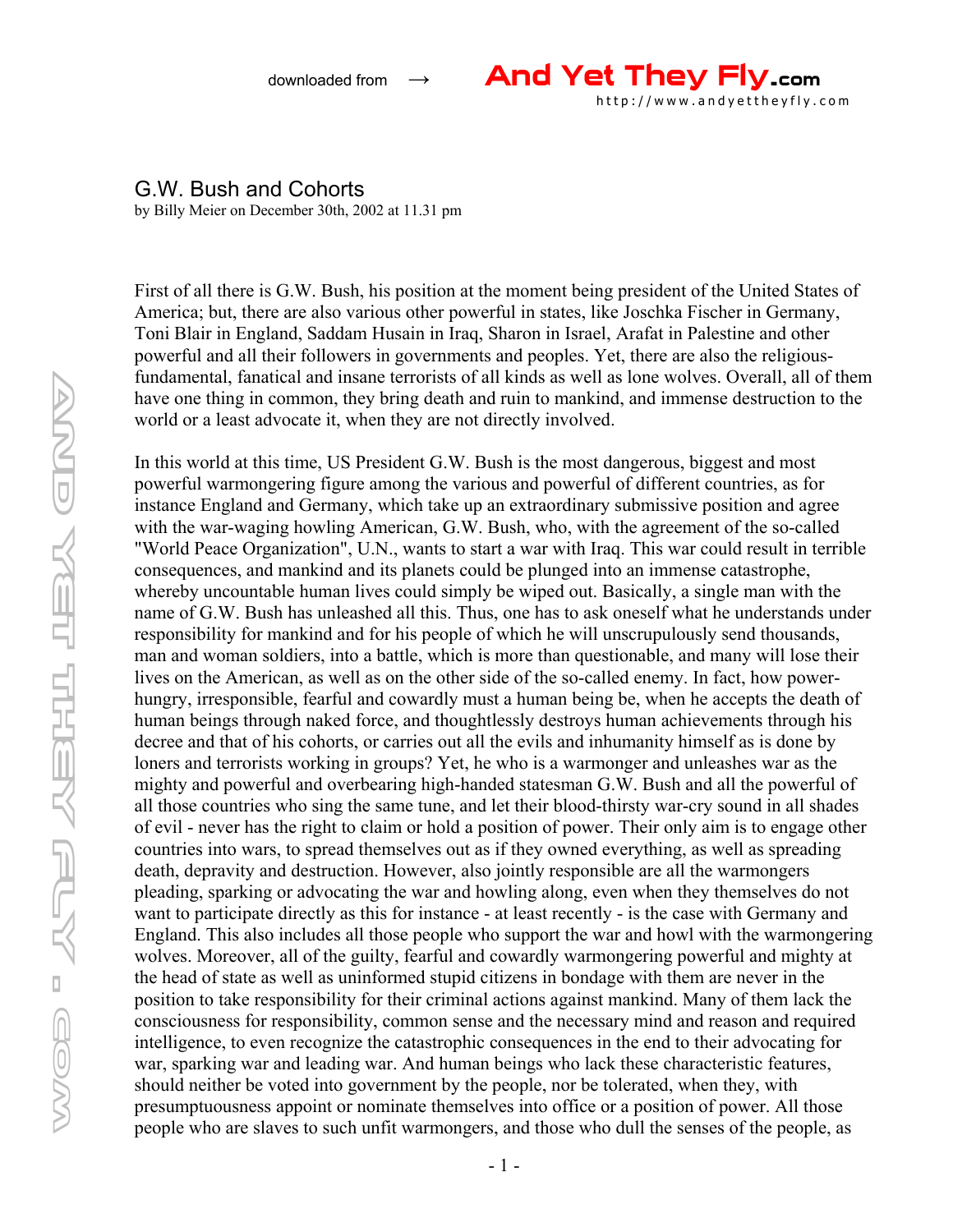# G.W. Bush and Cohorts

by Billy Meier on December 30th, 2002 at 11.31 pm

First of all there is G.W. Bush, his position at the moment being president of the United States of America; but, there are also various other powerful in states, like Joschka Fischer in Germany, Toni Blair in England, Saddam Husain in Iraq, Sharon in Israel, Arafat in Palestine and other powerful and all their followers in governments and peoples. Yet, there are also the religious-fundamental, fanatical and insane terrorists of all kinds as well as lone wolves. Overall, all of them have one thing in common, they bring death and ruin to mankind, and immense destruction to the world or a least advocate it, when they are not directly involved.

In this world at this time, US President G.W. Bush is the most dangerous, biggest and most powerful warmongering figure among the various and powerful of different countries, as for instance England and Germany, which take up an extraordinary submissive position and agree with the war-waging howling American, G.W. Bush, who, with the agreement of the so-called "World Peace Organization", U.N., wants to start a war with Iraq. This war could result in terrible consequences, and mankind and its planets could be plunged into an immense catastrophe, whereby uncountable human lives could simply be wiped out. Basically, a single man with the name of G.W. Bush has unleashed all this. Thus, one has to ask oneself what he understands under responsibility for mankind and for his people of which he will unscrupulously send thousands, man and woman soldiers, into a battle, which is more than questionable, and many will lose their lives on the American, as well as on the other side of the so-called enemy. In fact, how power-hungry, irresponsible, fearful and cowardly must a human being be, when he accepts the death of human beings through naked force, and thoughtlessly destroys human achievements through his decree and that of his cohorts, or carries out all the evils and inhumanity himself as is done by loners and terrorists working in groups? Yet, he who is a warmonger and unleashes war as the mighty and powerful and overbearing high-handed statesman G.W. Bush and all the powerful of all those countries who sing the same tune, and let their blood-thirsty war-cry sound in all shades of evil - never has the right to claim or hold a position of power. Their only aim is to engage other countries into wars, to spread themselves out as if they owned everything, as well as spreading death, depravity and destruction. However, also jointly responsible are all the warmongers pleading, sparking or advocating the war and howling along, even when they themselves do not want to participate directly as this for instance - at least recently - is the case with Germany and England. This also includes all those people who support the war and howl with the warmongering wolves. Moreover, all of the guilty, fearful and cowardly warmongering powerful and mighty at the head of state as well as uninformed stupid citizens in bondage with them are never in the position to take responsibility for their criminal actions against mankind. Many of them lack the consciousness for responsibility, common sense and the necessary mind and reason and required intelligence, to even recognize the catastrophic consequences in the end to their advocating for war, sparking war and leading war. And human beings who lack these characteristic features, should neither be voted into government by the people, nor be tolerated, when they, with presumptuousness appoint or nominate themselves into office or a position of power. All those people who are slaves to such unfit warmongers, and those who dull the senses of the people, as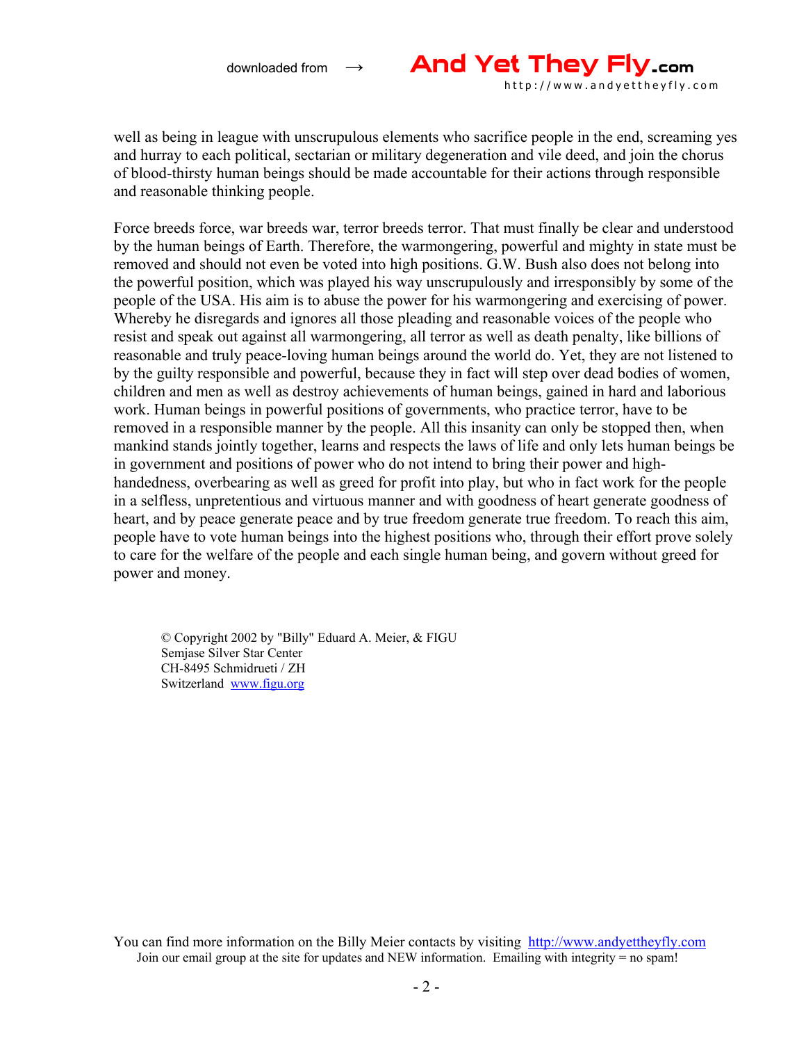well as being in league with unscrupulous elements who sacrifice people in the end, screaming yes and hurray to each political, sectarian or military degeneration and vile deed, and join the chorus of blood-thirsty human beings should be made accountable for their actions through responsible and reasonable thinking people.

Force breeds force, war breeds war, terror breeds terror. That must finally be clear and understood by the human beings of Earth. Therefore, the warmongering, powerful and mighty in state must be removed and should not even be voted into high positions. G.W. Bush also does not belong into the powerful position, which was played his way unscrupulously and irresponsibly by some of the people of the USA. His aim is to abuse the power for his warmongering and exercising of power. Whereby he disregards and ignores all those pleading and reasonable voices of the people who resist and speak out against all warmongering, all terror as well as death penalty, like billions of reasonable and truly peace-loving human beings around the world do. Yet, they are not listened to by the guilty responsible and powerful, because they in fact will step over dead bodies of women, children and men as well as destroy achievements of human beings, gained in hard and laborious work. Human beings in powerful positions of governments, who practice terror, have to be removed in a responsible manner by the people. All this insanity can only be stopped then, when mankind stands jointly together, learns and respects the laws of life and only lets human beings be in government and positions of power who do not intend to bring their power and high-handedness, overbearing as well as greed for profit into play, but who in fact work for the people in a selfless, unpretentious and virtuous manner and with goodness of heart generate goodness of heart, and by peace generate peace and by true freedom generate true freedom. To reach this aim, people have to vote human beings into the highest positions who, through their effort prove solely to care for the welfare of the people and each single human being, and govern without greed for power and money.

© Copyright 2002 by "Billy" Eduard A. Meier, & FIGU
Semjase Silver Star Center
CH-8495 Schmidrueti / ZH
Switzerland [www.figu.org](http://www.figu.org)